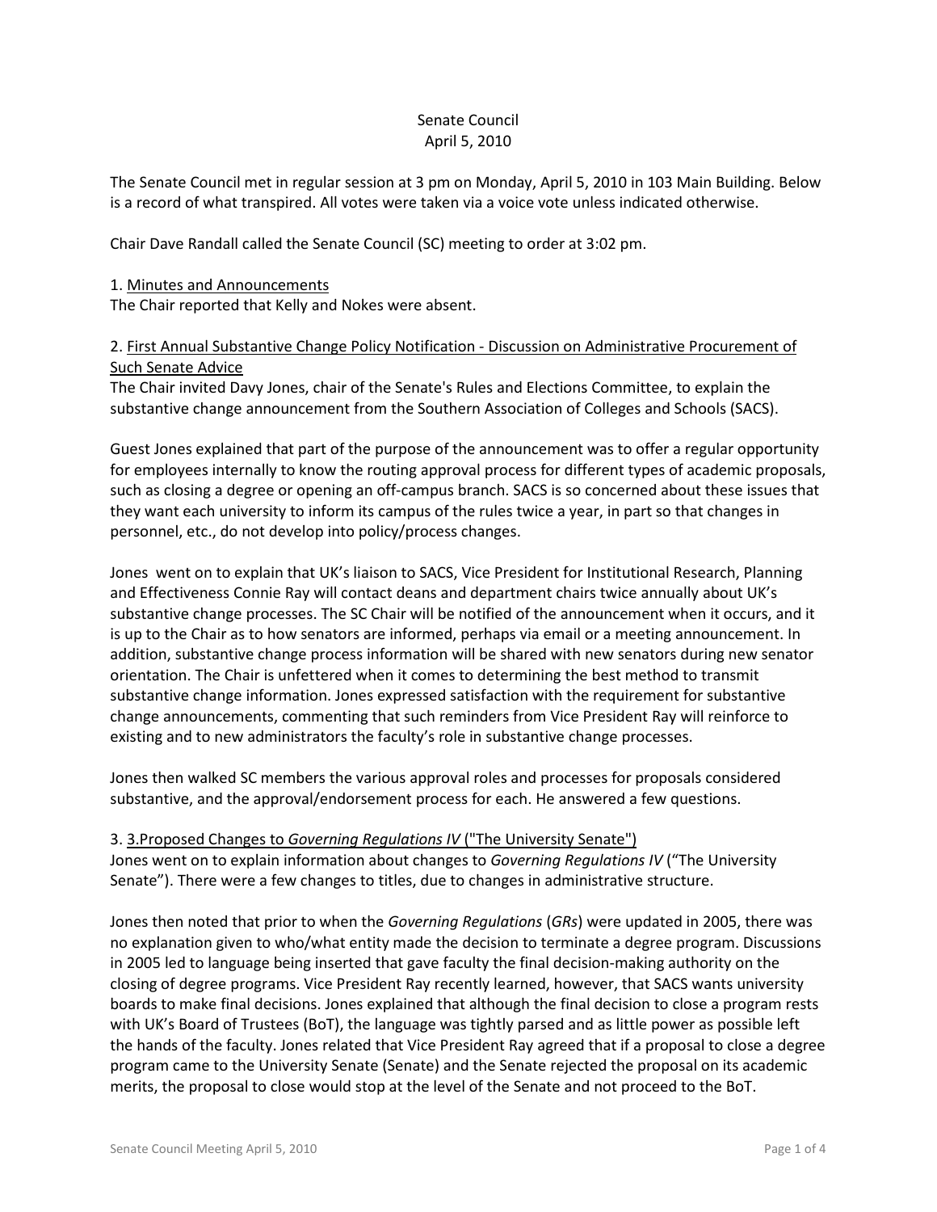# Senate Council
## April 5, 2010

The Senate Council met in regular session at 3 pm on Monday, April 5, 2010 in 103 Main Building. Below is a record of what transpired. All votes were taken via a voice vote unless indicated otherwise.

Chair Dave Randall called the Senate Council (SC) meeting to order at 3:02 pm.

1. Minutes and Announcements
The Chair reported that Kelly and Nokes were absent.

2. First Annual Substantive Change Policy Notification - Discussion on Administrative Procurement of Such Senate Advice
The Chair invited Davy Jones, chair of the Senate's Rules and Elections Committee, to explain the substantive change announcement from the Southern Association of Colleges and Schools (SACS).

Guest Jones explained that part of the purpose of the announcement was to offer a regular opportunity for employees internally to know the routing approval process for different types of academic proposals, such as closing a degree or opening an off-campus branch. SACS is so concerned about these issues that they want each university to inform its campus of the rules twice a year, in part so that changes in personnel, etc., do not develop into policy/process changes.

Jones went on to explain that UK's liaison to SACS, Vice President for Institutional Research, Planning and Effectiveness Connie Ray will contact deans and department chairs twice annually about UK's substantive change processes. The SC Chair will be notified of the announcement when it occurs, and it is up to the Chair as to how senators are informed, perhaps via email or a meeting announcement. In addition, substantive change process information will be shared with new senators during new senator orientation. The Chair is unfettered when it comes to determining the best method to transmit substantive change information. Jones expressed satisfaction with the requirement for substantive change announcements, commenting that such reminders from Vice President Ray will reinforce to existing and to new administrators the faculty's role in substantive change processes.

Jones then walked SC members the various approval roles and processes for proposals considered substantive, and the approval/endorsement process for each. He answered a few questions.

3. 3.Proposed Changes to *Governing Regulations IV* ("The University Senate")
Jones went on to explain information about changes to *Governing Regulations IV* ("The University Senate"). There were a few changes to titles, due to changes in administrative structure.

Jones then noted that prior to when the *Governing Regulations* (*GRs*) were updated in 2005, there was no explanation given to who/what entity made the decision to terminate a degree program. Discussions in 2005 led to language being inserted that gave faculty the final decision-making authority on the closing of degree programs. Vice President Ray recently learned, however, that SACS wants university boards to make final decisions. Jones explained that although the final decision to close a program rests with UK's Board of Trustees (BoT), the language was tightly parsed and as little power as possible left the hands of the faculty. Jones related that Vice President Ray agreed that if a proposal to close a degree program came to the University Senate (Senate) and the Senate rejected the proposal on its academic merits, the proposal to close would stop at the level of the Senate and not proceed to the BoT.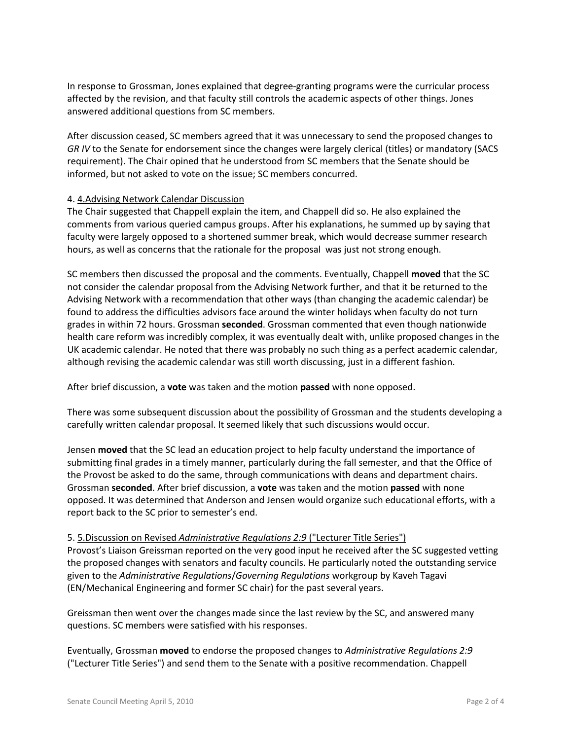In response to Grossman, Jones explained that degree-granting programs were the curricular process affected by the revision, and that faculty still controls the academic aspects of other things. Jones answered additional questions from SC members.

After discussion ceased, SC members agreed that it was unnecessary to send the proposed changes to *GR IV* to the Senate for endorsement since the changes were largely clerical (titles) or mandatory (SACS requirement). The Chair opined that he understood from SC members that the Senate should be informed, but not asked to vote on the issue; SC members concurred.

4. 4.Advising Network Calendar Discussion

The Chair suggested that Chappell explain the item, and Chappell did so. He also explained the comments from various queried campus groups. After his explanations, he summed up by saying that faculty were largely opposed to a shortened summer break, which would decrease summer research hours, as well as concerns that the rationale for the proposal was just not strong enough.

SC members then discussed the proposal and the comments. Eventually, Chappell **moved** that the SC not consider the calendar proposal from the Advising Network further, and that it be returned to the Advising Network with a recommendation that other ways (than changing the academic calendar) be found to address the difficulties advisors face around the winter holidays when faculty do not turn grades in within 72 hours. Grossman **seconded**. Grossman commented that even though nationwide health care reform was incredibly complex, it was eventually dealt with, unlike proposed changes in the UK academic calendar. He noted that there was probably no such thing as a perfect academic calendar, although revising the academic calendar was still worth discussing, just in a different fashion.

After brief discussion, a **vote** was taken and the motion **passed** with none opposed.

There was some subsequent discussion about the possibility of Grossman and the students developing a carefully written calendar proposal. It seemed likely that such discussions would occur.

Jensen **moved** that the SC lead an education project to help faculty understand the importance of submitting final grades in a timely manner, particularly during the fall semester, and that the Office of the Provost be asked to do the same, through communications with deans and department chairs. Grossman **seconded**. After brief discussion, a **vote** was taken and the motion **passed** with none opposed. It was determined that Anderson and Jensen would organize such educational efforts, with a report back to the SC prior to semester's end.

5. 5.Discussion on Revised *Administrative Regulations 2:9* ("Lecturer Title Series")

Provost's Liaison Greissman reported on the very good input he received after the SC suggested vetting the proposed changes with senators and faculty councils. He particularly noted the outstanding service given to the *Administrative Regulations*/*Governing Regulations* workgroup by Kaveh Tagavi (EN/Mechanical Engineering and former SC chair) for the past several years.

Greissman then went over the changes made since the last review by the SC, and answered many questions. SC members were satisfied with his responses.

Eventually, Grossman **moved** to endorse the proposed changes to *Administrative Regulations 2:9* ("Lecturer Title Series") and send them to the Senate with a positive recommendation. Chappell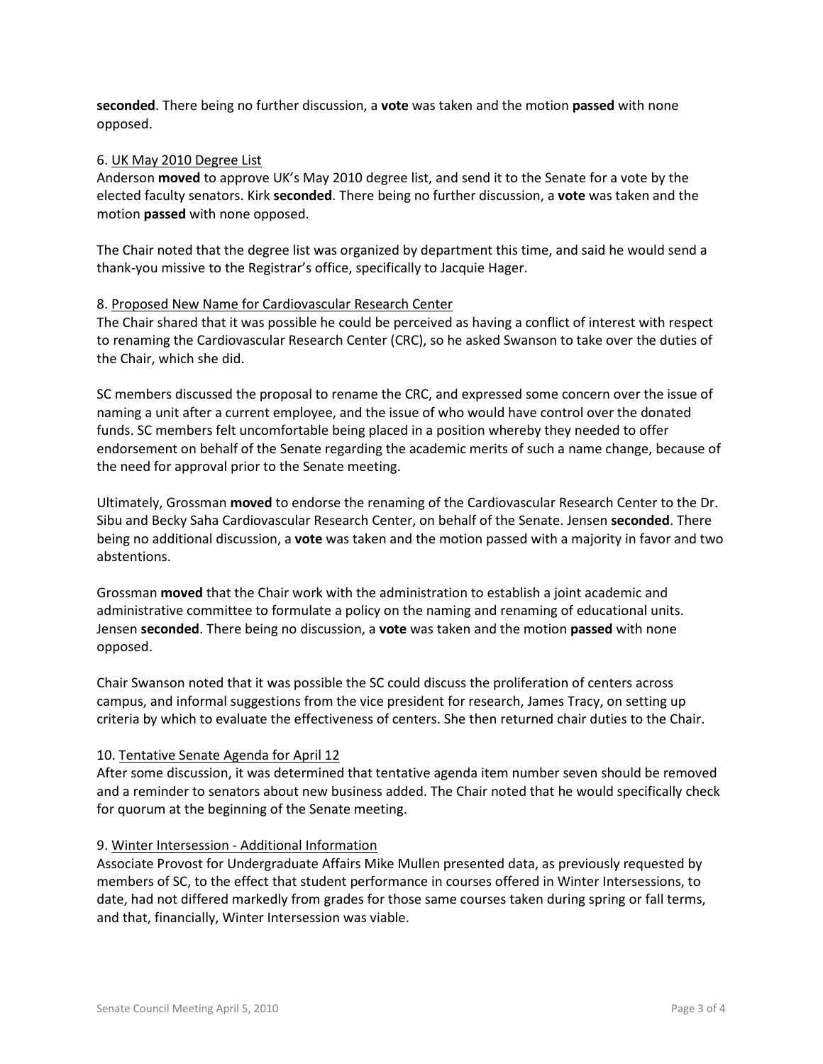**seconded**. There being no further discussion, a **vote** was taken and the motion **passed** with none opposed.

6. <u>UK May 2010 Degree List</u>
Anderson **moved** to approve UK's May 2010 degree list, and send it to the Senate for a vote by the elected faculty senators. Kirk **seconded**. There being no further discussion, a **vote** was taken and the motion **passed** with none opposed.

The Chair noted that the degree list was organized by department this time, and said he would send a thank-you missive to the Registrar's office, specifically to Jacquie Hager.

8. <u>Proposed New Name for Cardiovascular Research Center</u>
The Chair shared that it was possible he could be perceived as having a conflict of interest with respect to renaming the Cardiovascular Research Center (CRC), so he asked Swanson to take over the duties of the Chair, which she did.

SC members discussed the proposal to rename the CRC, and expressed some concern over the issue of naming a unit after a current employee, and the issue of who would have control over the donated funds. SC members felt uncomfortable being placed in a position whereby they needed to offer endorsement on behalf of the Senate regarding the academic merits of such a name change, because of the need for approval prior to the Senate meeting.

Ultimately, Grossman **moved** to endorse the renaming of the Cardiovascular Research Center to the Dr. Sibu and Becky Saha Cardiovascular Research Center, on behalf of the Senate. Jensen **seconded**. There being no additional discussion, a **vote** was taken and the motion passed with a majority in favor and two abstentions.

Grossman **moved** that the Chair work with the administration to establish a joint academic and administrative committee to formulate a policy on the naming and renaming of educational units. Jensen **seconded**. There being no discussion, a **vote** was taken and the motion **passed** with none opposed.

Chair Swanson noted that it was possible the SC could discuss the proliferation of centers across campus, and informal suggestions from the vice president for research, James Tracy, on setting up criteria by which to evaluate the effectiveness of centers. She then returned chair duties to the Chair.

10. <u>Tentative Senate Agenda for April 12</u>
After some discussion, it was determined that tentative agenda item number seven should be removed and a reminder to senators about new business added. The Chair noted that he would specifically check for quorum at the beginning of the Senate meeting.

9. <u>Winter Intersession - Additional Information</u>
Associate Provost for Undergraduate Affairs Mike Mullen presented data, as previously requested by members of SC, to the effect that student performance in courses offered in Winter Intersessions, to date, had not differed markedly from grades for those same courses taken during spring or fall terms, and that, financially, Winter Intersession was viable.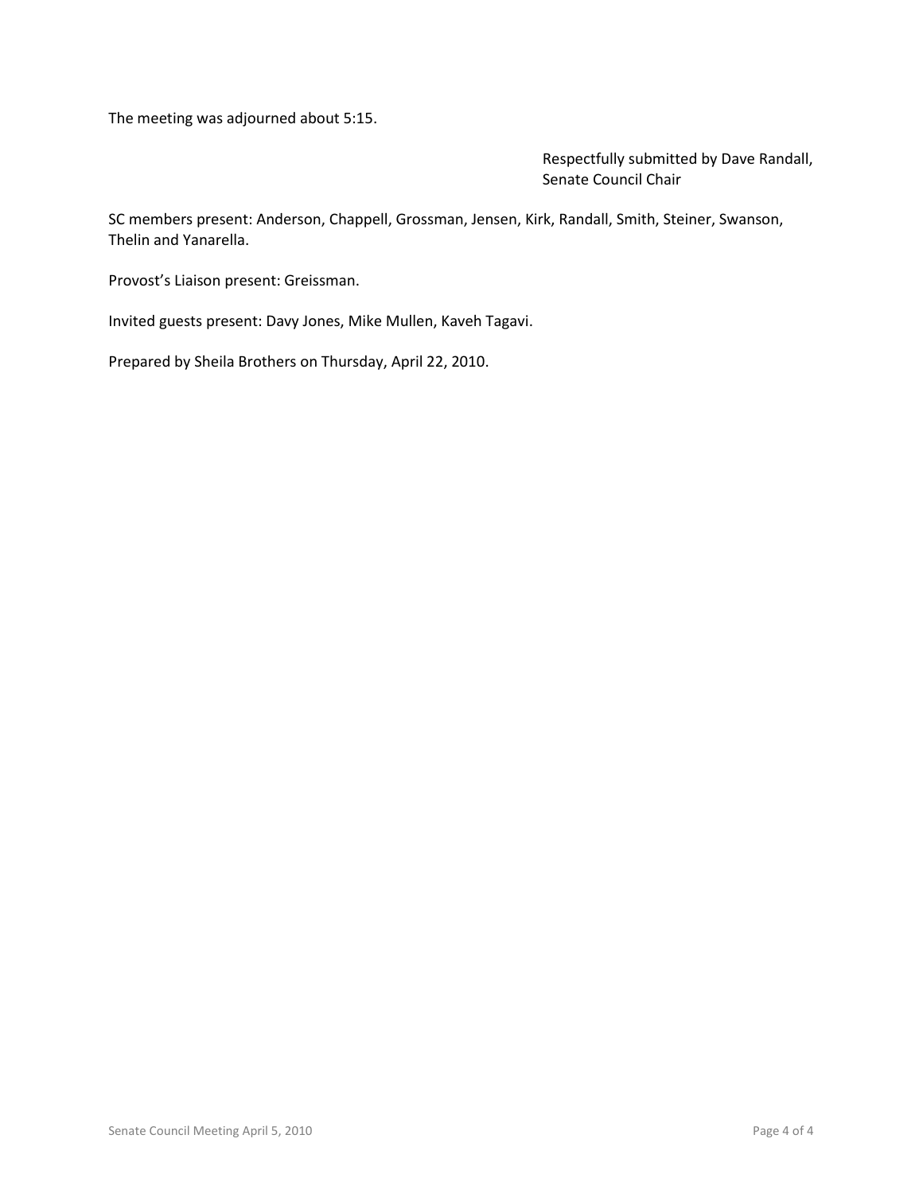The meeting was adjourned about 5:15.

Respectfully submitted by Dave Randall,
Senate Council Chair

SC members present: Anderson, Chappell, Grossman, Jensen, Kirk, Randall, Smith, Steiner, Swanson, Thelin and Yanarella.

Provost's Liaison present: Greissman.

Invited guests present: Davy Jones, Mike Mullen, Kaveh Tagavi.

Prepared by Sheila Brothers on Thursday, April 22, 2010.